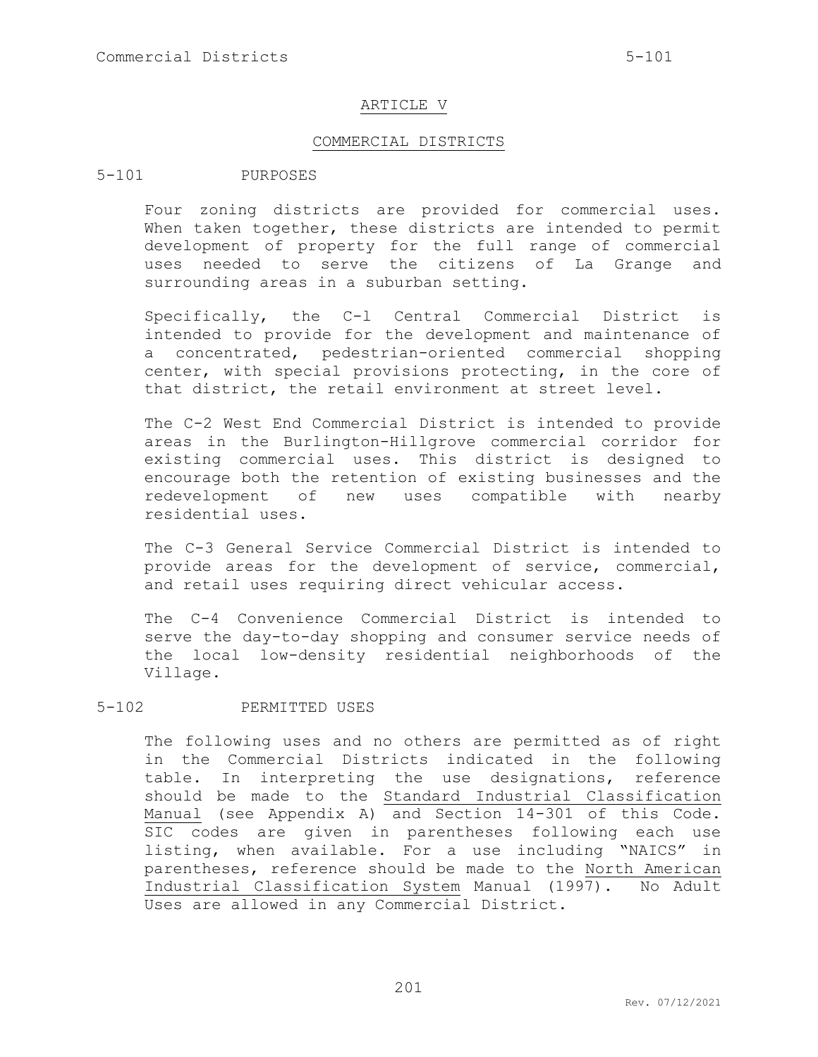# ARTICLE V

## COMMERCIAL DISTRICTS

### 5-101 PURPOSES

Four zoning districts are provided for commercial uses. When taken together, these districts are intended to permit development of property for the full range of commercial uses needed to serve the citizens of La Grange and surrounding areas in a suburban setting.

Specifically, the C-l Central Commercial District is intended to provide for the development and maintenance of a concentrated, pedestrian-oriented commercial shopping center, with special provisions protecting, in the core of that district, the retail environment at street level.

The C-2 West End Commercial District is intended to provide areas in the Burlington-Hillgrove commercial corridor for existing commercial uses. This district is designed to encourage both the retention of existing businesses and the redevelopment of new uses compatible with nearby residential uses.

The C-3 General Service Commercial District is intended to provide areas for the development of service, commercial, and retail uses requiring direct vehicular access.

The C-4 Convenience Commercial District is intended to serve the day-to-day shopping and consumer service needs of the local low-density residential neighborhoods of the Village.

### 5-102 PERMITTED USES

The following uses and no others are permitted as of right in the Commercial Districts indicated in the following table. In interpreting the use designations, reference should be made to the Standard Industrial Classification Manual (see Appendix A) and Section 14-301 of this Code. SIC codes are given in parentheses following each use listing, when available. For a use including "NAICS" in parentheses, reference should be made to the North American Industrial Classification System Manual (1997). No Adult Uses are allowed in any Commercial District.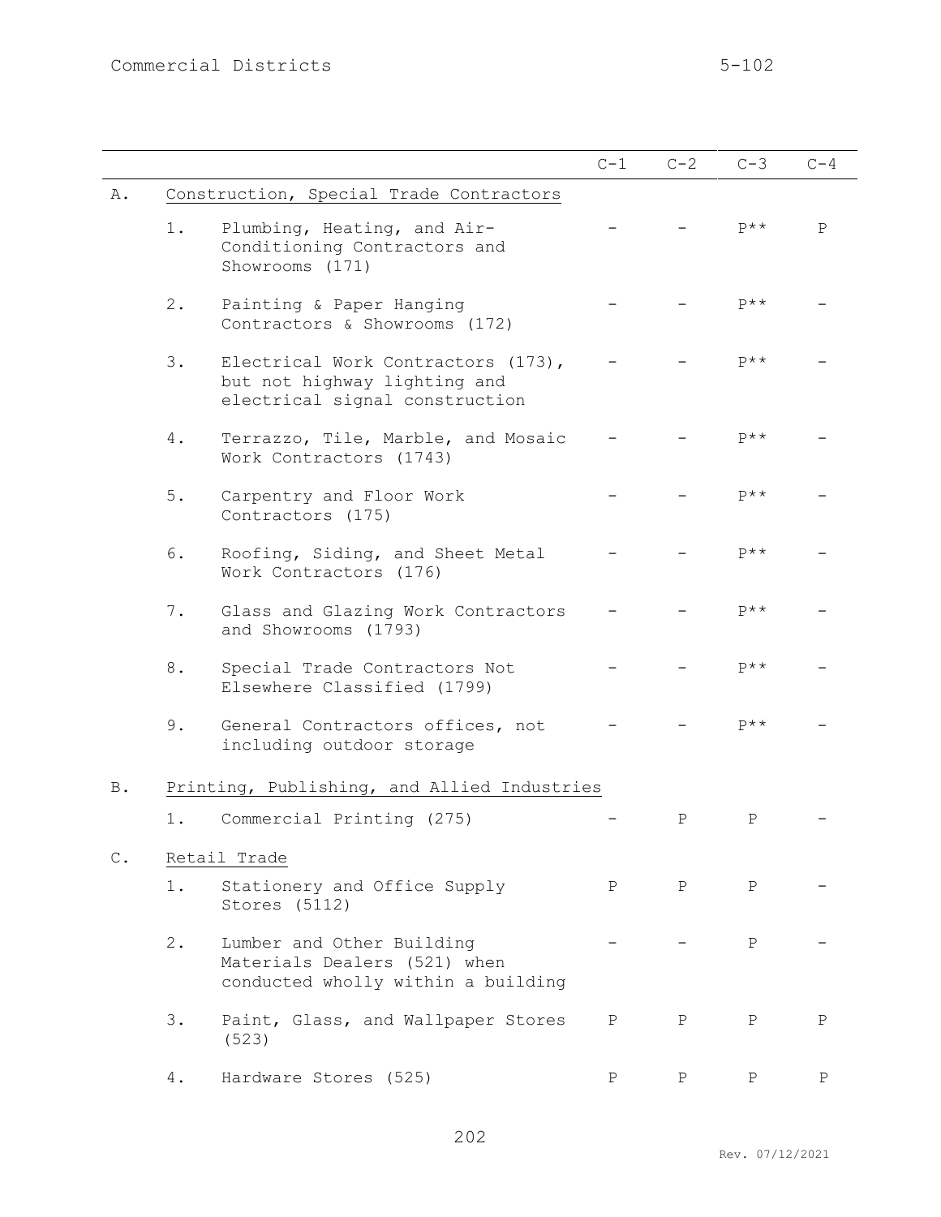| | | C-1 | C-2 | C-3 | C-4 |
|---|---|---|---|---|---|
| A. | Construction, Special Trade Contractors | | | | |
| | 1. Plumbing, Heating, and Air-Conditioning Contractors and Showrooms (171) | - | - | P** | P |
| | 2. Painting & Paper Hanging Contractors & Showrooms (172) | - | - | P** | - |
| | 3. Electrical Work Contractors (173), but not highway lighting and electrical signal construction | - | - | P** | - |
| | 4. Terrazzo, Tile, Marble, and Mosaic Work Contractors (1743) | - | - | P** | - |
| | 5. Carpentry and Floor Work Contractors (175) | - | - | P** | - |
| | 6. Roofing, Siding, and Sheet Metal Work Contractors (176) | - | - | P** | - |
| | 7. Glass and Glazing Work Contractors and Showrooms (1793) | - | - | P** | - |
| | 8. Special Trade Contractors Not Elsewhere Classified (1799) | - | - | P** | - |
| | 9. General Contractors offices, not including outdoor storage | - | - | P** | - |
| B. | Printing, Publishing, and Allied Industries | | | | |
| | 1. Commercial Printing (275) | - | P | P | - |
| C. | Retail Trade | | | | |
| | 1. Stationery and Office Supply Stores (5112) | P | P | P | - |
| | 2. Lumber and Other Building Materials Dealers (521) when conducted wholly within a building | - | - | P | - |
| | 3. Paint, Glass, and Wallpaper Stores (523) | P | P | P | P |
| | 4. Hardware Stores (525) | P | P | P | P |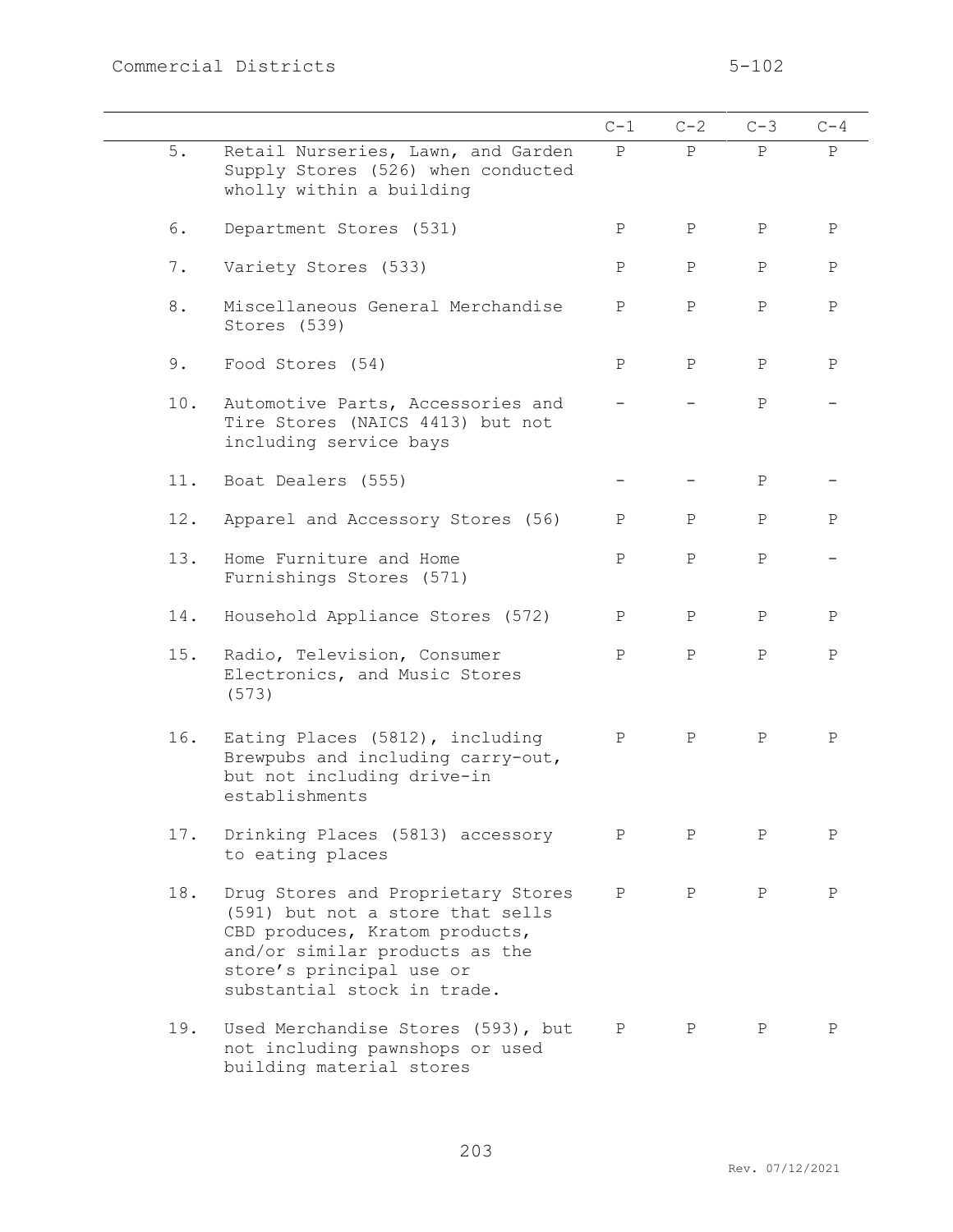| | | C-1 | C-2 | C-3 | C-4 |
|---|---|---|---|---|---|
| 5. | Retail Nurseries, Lawn, and Garden Supply Stores (526) when conducted wholly within a building | P | P | P | P |
| 6. | Department Stores (531) | P | P | P | P |
| 7. | Variety Stores (533) | P | P | P | P |
| 8. | Miscellaneous General Merchandise Stores (539) | P | P | P | P |
| 9. | Food Stores (54) | P | P | P | P |
| 10. | Automotive Parts, Accessories and Tire Stores (NAICS 4413) but not including service bays | - | - | P | - |
| 11. | Boat Dealers (555) | - | - | P | - |
| 12. | Apparel and Accessory Stores (56) | P | P | P | P |
| 13. | Home Furniture and Home Furnishings Stores (571) | P | P | P | - |
| 14. | Household Appliance Stores (572) | P | P | P | P |
| 15. | Radio, Television, Consumer Electronics, and Music Stores (573) | P | P | P | P |
| 16. | Eating Places (5812), including Brewpubs and including carry-out, but not including drive-in establishments | P | P | P | P |
| 17. | Drinking Places (5813) accessory to eating places | P | P | P | P |
| 18. | Drug Stores and Proprietary Stores (591) but not a store that sells CBD produces, Kratom products, and/or similar products as the store's principal use or substantial stock in trade. | P | P | P | P |
| 19. | Used Merchandise Stores (593), but not including pawnshops or used building material stores | P | P | P | P |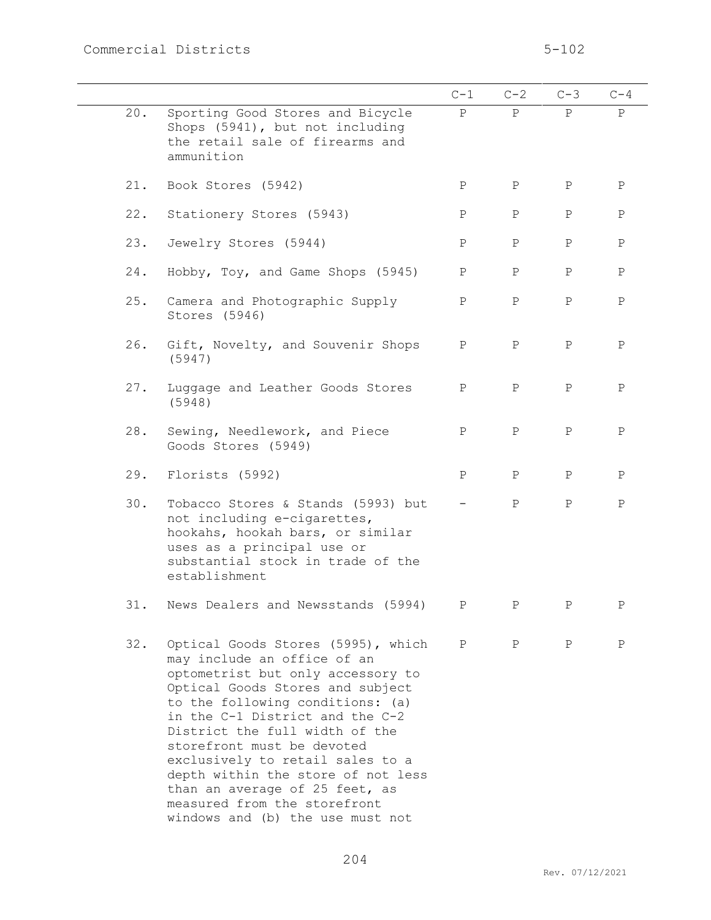| | | C-1 | C-2 | C-3 | C-4 |
|---|---|---|---|---|---|
| 20. | Sporting Good Stores and Bicycle Shops (5941), but not including the retail sale of firearms and ammunition | P | P | P | P |
| 21. | Book Stores (5942) | P | P | P | P |
| 22. | Stationery Stores (5943) | P | P | P | P |
| 23. | Jewelry Stores (5944) | P | P | P | P |
| 24. | Hobby, Toy, and Game Shops (5945) | P | P | P | P |
| 25. | Camera and Photographic Supply Stores (5946) | P | P | P | P |
| 26. | Gift, Novelty, and Souvenir Shops (5947) | P | P | P | P |
| 27. | Luggage and Leather Goods Stores (5948) | P | P | P | P |
| 28. | Sewing, Needlework, and Piece Goods Stores (5949) | P | P | P | P |
| 29. | Florists (5992) | P | P | P | P |
| 30. | Tobacco Stores & Stands (5993) but not including e-cigarettes, hookahs, hookah bars, or similar uses as a principal use or substantial stock in trade of the establishment | - | P | P | P |
| 31. | News Dealers and Newsstands (5994) | P | P | P | P |
| 32. | Optical Goods Stores (5995), which may include an office of an optometrist but only accessory to Optical Goods Stores and subject to the following conditions: (a) in the C-1 District and the C-2 District the full width of the storefront must be devoted exclusively to retail sales to a depth within the store of not less than an average of 25 feet, as measured from the storefront windows and (b) the use must not | P | P | P | P |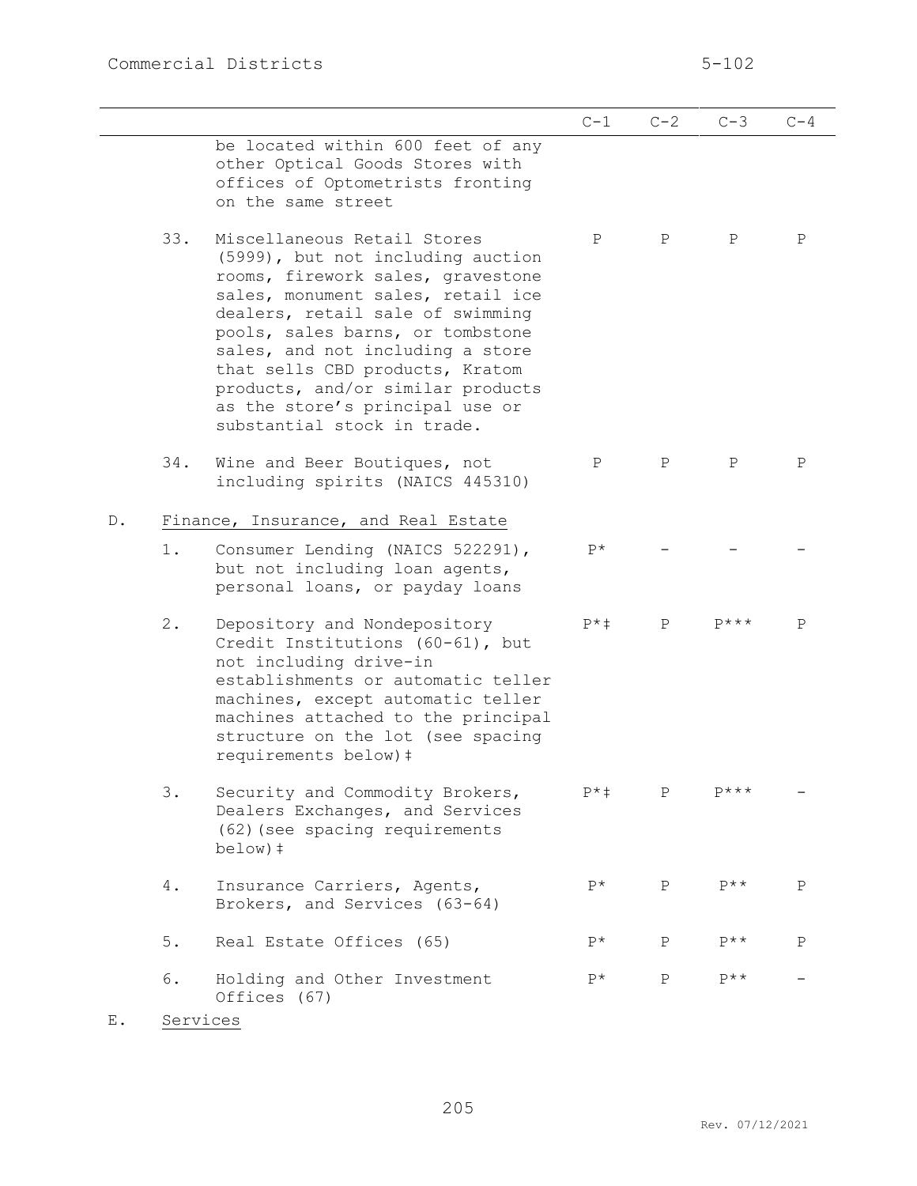| | | | C-1 | C-2 | C-3 | C-4 |
|---|---|---|---|---|---|---|
| | | be located within 600 feet of any other Optical Goods Stores with offices of Optometrists fronting on the same street | | | | |
| | 33. | Miscellaneous Retail Stores (5999), but not including auction rooms, firework sales, gravestone sales, monument sales, retail ice dealers, retail sale of swimming pools, sales barns, or tombstone sales, and not including a store that sells CBD products, Kratom products, and/or similar products as the store's principal use or substantial stock in trade. | P | P | P | P |
| | 34. | Wine and Beer Boutiques, not including spirits (NAICS 445310) | P | P | P | P |
| D. | Finance, Insurance, and Real Estate | | | | | |
| | 1. | Consumer Lending (NAICS 522291), but not including loan agents, personal loans, or payday loans | P* | – | – | – |
| | 2. | Depository and Nondepository Credit Institutions (60-61), but not including drive-in establishments or automatic teller machines, except automatic teller machines attached to the principal structure on the lot (see spacing requirements below)‡ | P*‡ | P | P*** | P |
| | 3. | Security and Commodity Brokers, Dealers Exchanges, and Services (62)(see spacing requirements below)‡ | P*‡ | P | P*** | – |
| | 4. | Insurance Carriers, Agents, Brokers, and Services (63-64) | P* | P | P** | P |
| | 5. | Real Estate Offices (65) | P* | P | P** | P |
| | 6. | Holding and Other Investment Offices (67) | P* | P | P** | – |
| E. | Services | | | | | |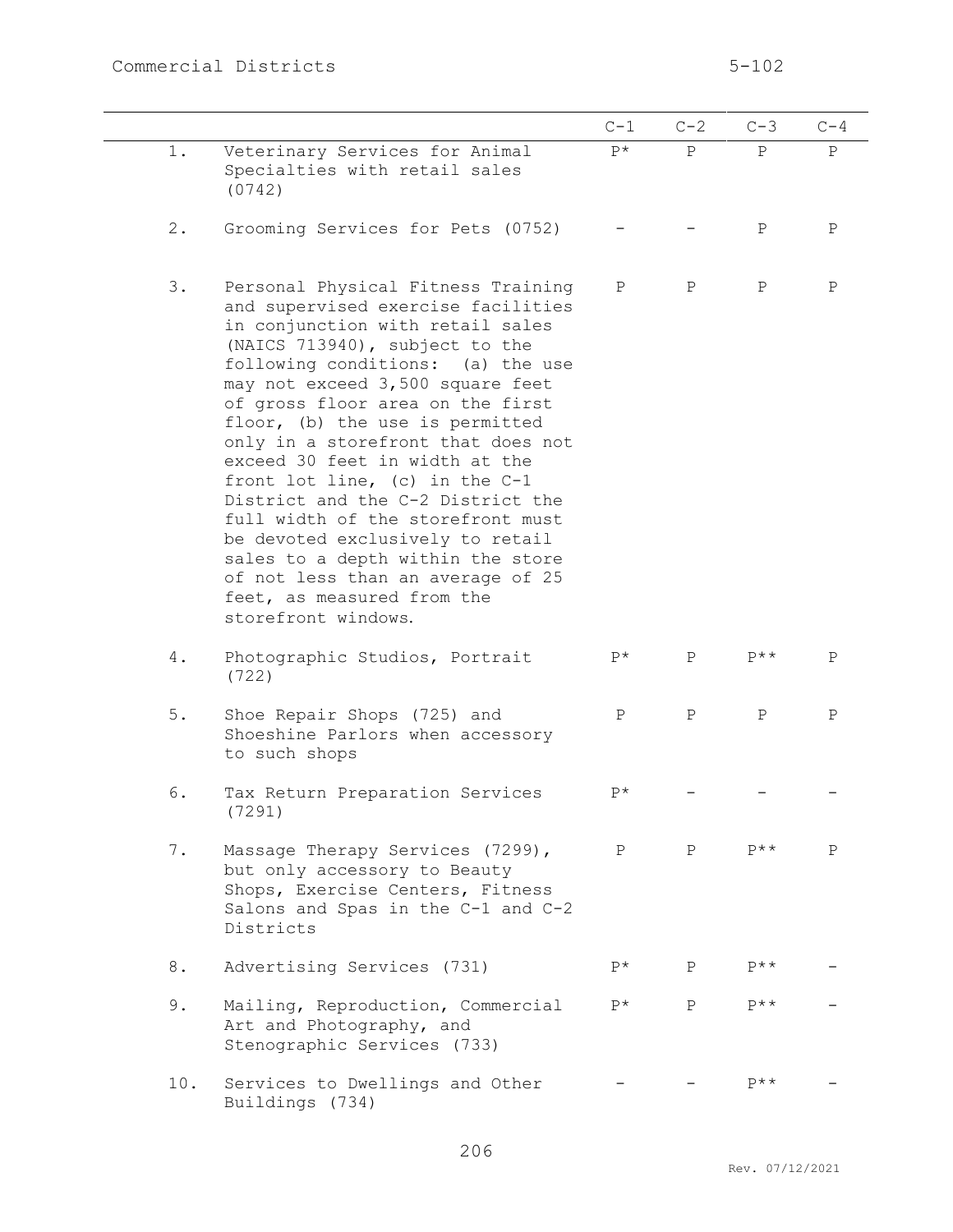| | | C-1 | C-2 | C-3 | C-4 |
|---|---|---|---|---|---|
| 1. | Veterinary Services for Animal Specialties with retail sales (0742) | P* | P | P | P |
| 2. | Grooming Services for Pets (0752) | - | - | P | P |
| 3. | Personal Physical Fitness Training and supervised exercise facilities in conjunction with retail sales (NAICS 713940), subject to the following conditions: (a) the use may not exceed 3,500 square feet of gross floor area on the first floor, (b) the use is permitted only in a storefront that does not exceed 30 feet in width at the front lot line, (c) in the C-1 District and the C-2 District the full width of the storefront must be devoted exclusively to retail sales to a depth within the store of not less than an average of 25 feet, as measured from the storefront windows. | P | P | P | P |
| 4. | Photographic Studios, Portrait (722) | P* | P | P** | P |
| 5. | Shoe Repair Shops (725) and Shoeshine Parlors when accessory to such shops | P | P | P | P |
| 6. | Tax Return Preparation Services (7291) | P* | - | - | - |
| 7. | Massage Therapy Services (7299), but only accessory to Beauty Shops, Exercise Centers, Fitness Salons and Spas in the C-1 and C-2 Districts | P | P | P** | P |
| 8. | Advertising Services (731) | P* | P | P** | - |
| 9. | Mailing, Reproduction, Commercial Art and Photography, and Stenographic Services (733) | P* | P | P** | - |
| 10. | Services to Dwellings and Other Buildings (734) | - | - | P** | - |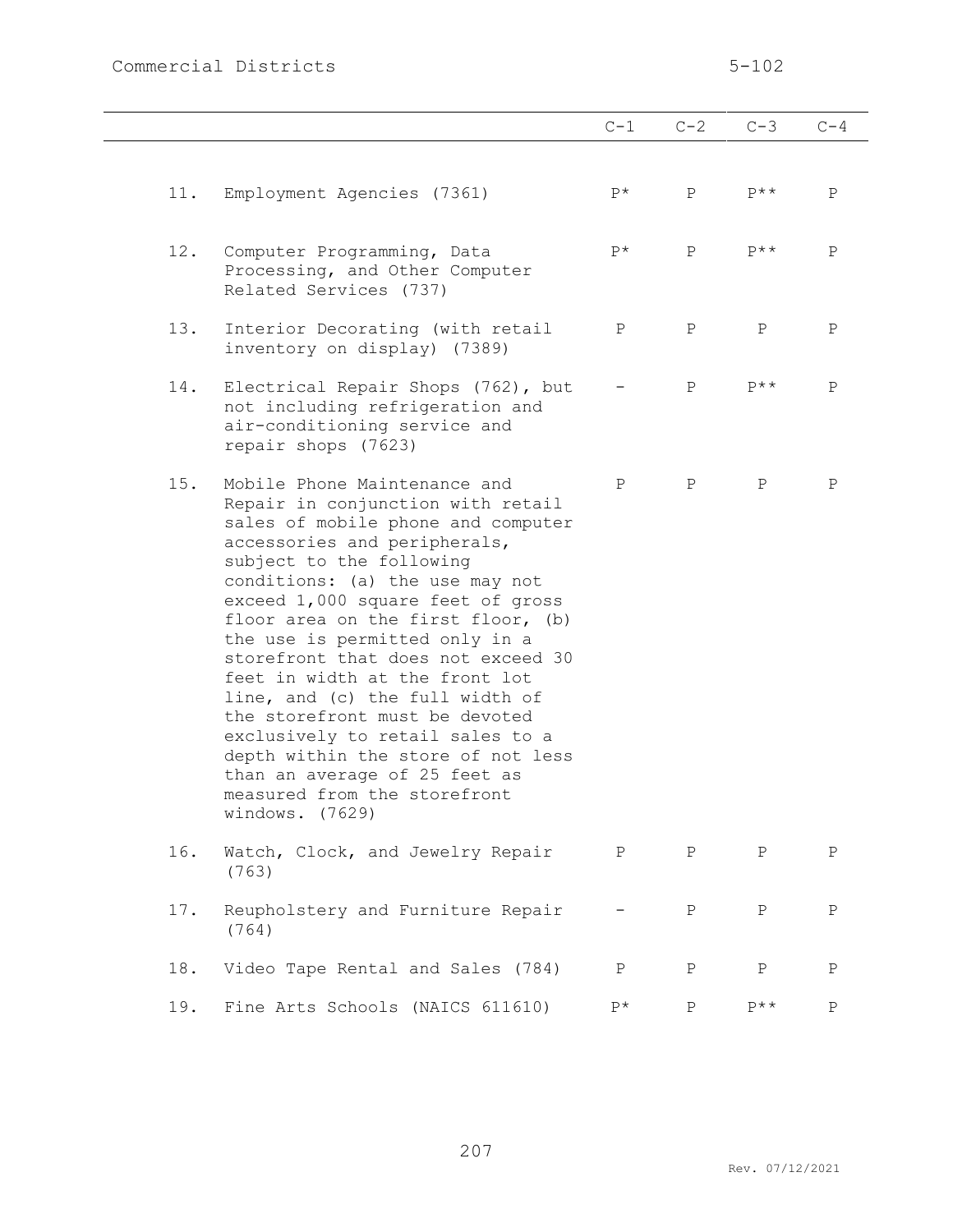| | | C-1 | C-2 | C-3 | C-4 |
|---|---|---|---|---|---|
| 11. | Employment Agencies (7361) | P* | P | P** | P |
| 12. | Computer Programming, Data Processing, and Other Computer Related Services (737) | P* | P | P** | P |
| 13. | Interior Decorating (with retail inventory on display) (7389) | P | P | P | P |
| 14. | Electrical Repair Shops (762), but not including refrigeration and air-conditioning service and repair shops (7623) | - | P | P** | P |
| 15. | Mobile Phone Maintenance and Repair in conjunction with retail sales of mobile phone and computer accessories and peripherals, subject to the following conditions: (a) the use may not exceed 1,000 square feet of gross floor area on the first floor, (b) the use is permitted only in a storefront that does not exceed 30 feet in width at the front lot line, and (c) the full width of the storefront must be devoted exclusively to retail sales to a depth within the store of not less than an average of 25 feet as measured from the storefront windows. (7629) | P | P | P | P |
| 16. | Watch, Clock, and Jewelry Repair (763) | P | P | P | P |
| 17. | Reupholstery and Furniture Repair (764) | - | P | P | P |
| 18. | Video Tape Rental and Sales (784) | P | P | P | P |
| 19. | Fine Arts Schools (NAICS 611610) | P* | P | P** | P |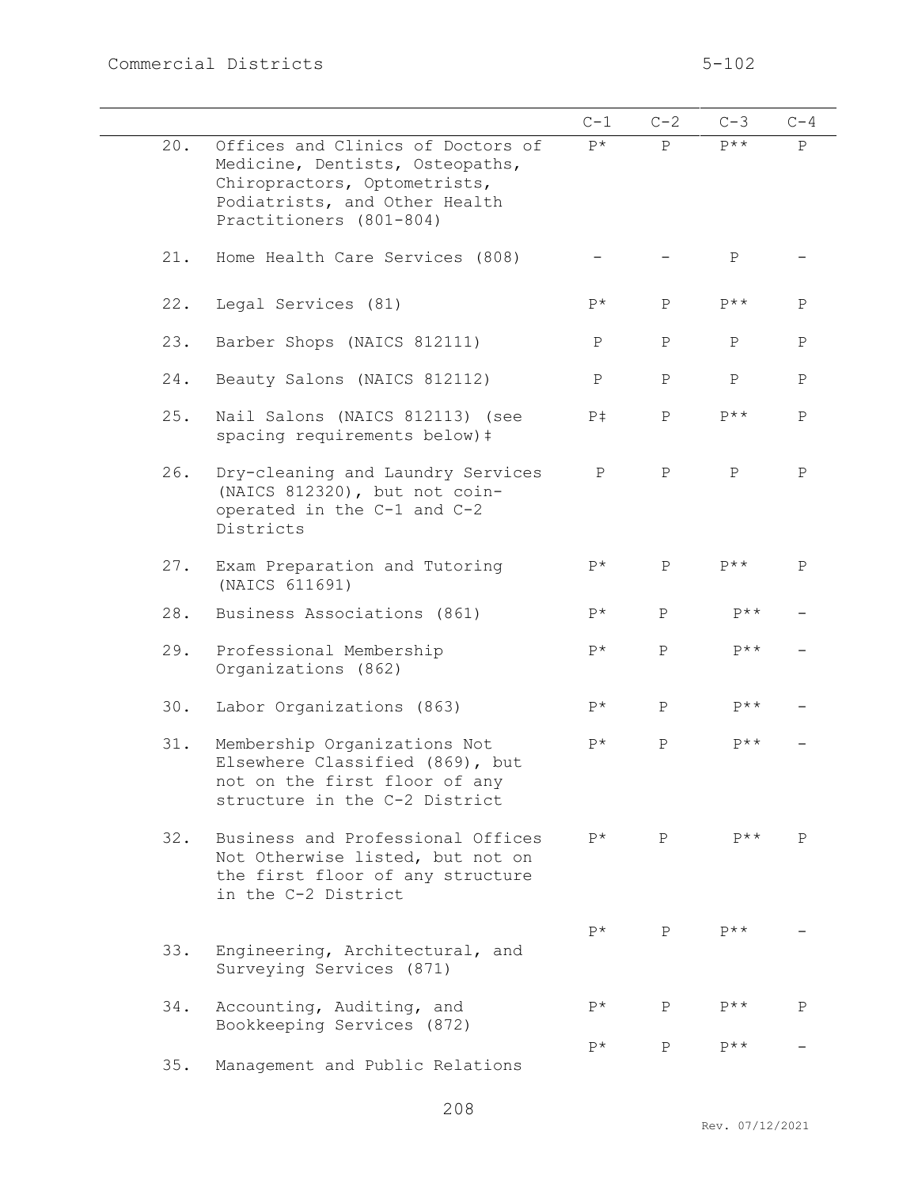| | | C-1 | C-2 | C-3 | C-4 |
|---|---|---|---|---|---|
| 20. | Offices and Clinics of Doctors of Medicine, Dentists, Osteopaths, Chiropractors, Optometrists, Podiatrists, and Other Health Practitioners (801-804) | P* | P | P** | P |
| 21. | Home Health Care Services (808) | – | – | P | – |
| 22. | Legal Services (81) | P* | P | P** | P |
| 23. | Barber Shops (NAICS 812111) | P | P | P | P |
| 24. | Beauty Salons (NAICS 812112) | P | P | P | P |
| 25. | Nail Salons (NAICS 812113) (see spacing requirements below)‡ | P‡ | P | P** | P |
| 26. | Dry-cleaning and Laundry Services (NAICS 812320), but not coin-operated in the C-1 and C-2 Districts | P | P | P | P |
| 27. | Exam Preparation and Tutoring (NAICS 611691) | P* | P | P** | P |
| 28. | Business Associations (861) | P* | P | P** | – |
| 29. | Professional Membership Organizations (862) | P* | P | P** | – |
| 30. | Labor Organizations (863) | P* | P | P** | – |
| 31. | Membership Organizations Not Elsewhere Classified (869), but not on the first floor of any structure in the C-2 District | P* | P | P** | – |
| 32. | Business and Professional Offices Not Otherwise listed, but not on the first floor of any structure in the C-2 District | P* | P | P** | P |
| 33. | Engineering, Architectural, and Surveying Services (871) | P* | P | P** | – |
| 34. | Accounting, Auditing, and Bookkeeping Services (872) | P* | P | P** | P |
| 35. | Management and Public Relations | P* | P | P** | – |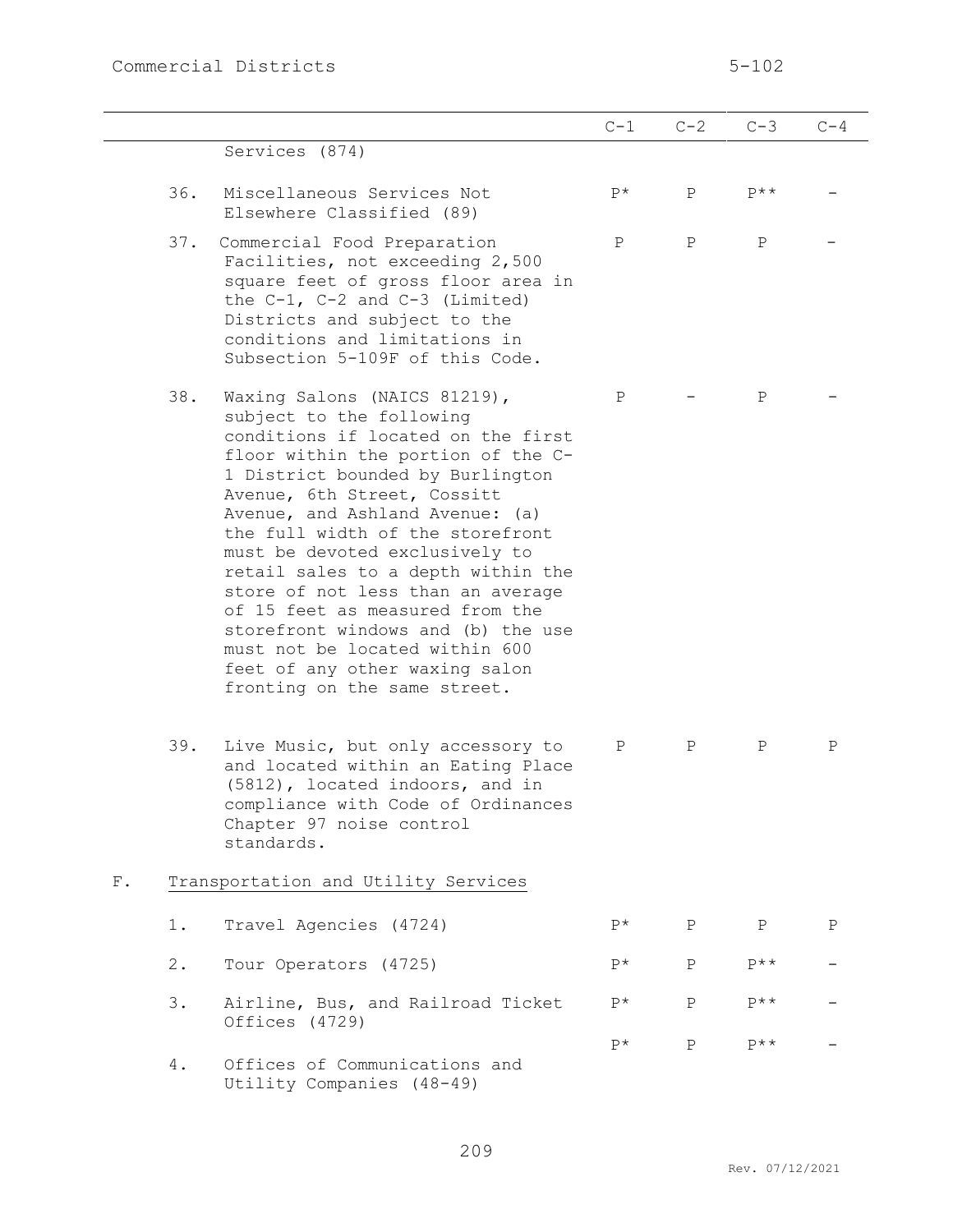| | | C-1 | C-2 | C-3 | C-4 |
|---|---|---|---|---|---|
| | Services (874) | | | | |
| 36. | Miscellaneous Services Not Elsewhere Classified (89) | P* | P | P** | - |
| 37. | Commercial Food Preparation Facilities, not exceeding 2,500 square feet of gross floor area in the C-1, C-2 and C-3 (Limited) Districts and subject to the conditions and limitations in Subsection 5-109F of this Code. | P | P | P | - |
| 38. | Waxing Salons (NAICS 81219), subject to the following conditions if located on the first floor within the portion of the C-1 District bounded by Burlington Avenue, 6th Street, Cossitt Avenue, and Ashland Avenue: (a) the full width of the storefront must be devoted exclusively to retail sales to a depth within the store of not less than an average of 15 feet as measured from the storefront windows and (b) the use must not be located within 600 feet of any other waxing salon fronting on the same street. | P | - | P | - |
| 39. | Live Music, but only accessory to and located within an Eating Place (5812), located indoors, and in compliance with Code of Ordinances Chapter 97 noise control standards. | P | P | P | P |
| F. | Transportation and Utility Services | | | | |
| 1. | Travel Agencies (4724) | P* | P | P | P |
| 2. | Tour Operators (4725) | P* | P | P** | - |
| 3. | Airline, Bus, and Railroad Ticket Offices (4729) | P* | P | P** | - |
| 4. | Offices of Communications and Utility Companies (48-49) | P* | P | P** | - |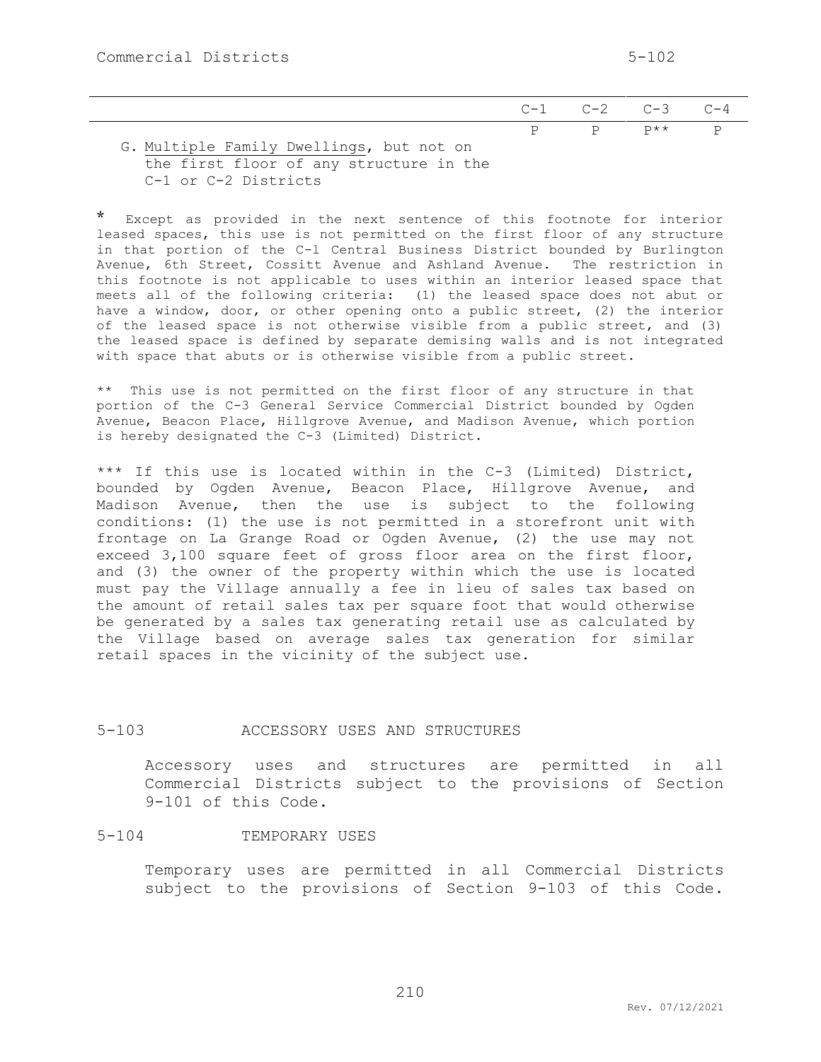| | C-1 | C-2 | C-3 | C-4 |
|---|---|---|---|---|
| G. Multiple Family Dwellings, but not on the first floor of any structure in the C-1 or C-2 Districts | P | P | P** | P |

\* Except as provided in the next sentence of this footnote for interior leased spaces, this use is not permitted on the first floor of any structure in that portion of the C-1 Central Business District bounded by Burlington Avenue, 6th Street, Cossitt Avenue and Ashland Avenue. The restriction in this footnote is not applicable to uses within an interior leased space that meets all of the following criteria: (1) the leased space does not abut or have a window, door, or other opening onto a public street, (2) the interior of the leased space is not otherwise visible from a public street, and (3) the leased space is defined by separate demising walls and is not integrated with space that abuts or is otherwise visible from a public street.

** This use is not permitted on the first floor of any structure in that portion of the C-3 General Service Commercial District bounded by Ogden Avenue, Beacon Place, Hillgrove Avenue, and Madison Avenue, which portion is hereby designated the C-3 (Limited) District.

*** If this use is located within in the C-3 (Limited) District, bounded by Ogden Avenue, Beacon Place, Hillgrove Avenue, and Madison Avenue, then the use is subject to the following conditions: (1) the use is not permitted in a storefront unit with frontage on La Grange Road or Ogden Avenue, (2) the use may not exceed 3,100 square feet of gross floor area on the first floor, and (3) the owner of the property within which the use is located must pay the Village annually a fee in lieu of sales tax based on the amount of retail sales tax per square foot that would otherwise be generated by a sales tax generating retail use as calculated by the Village based on average sales tax generation for similar retail spaces in the vicinity of the subject use.

## 5-103 ACCESSORY USES AND STRUCTURES

Accessory uses and structures are permitted in all Commercial Districts subject to the provisions of Section 9-101 of this Code.

## 5-104 TEMPORARY USES

Temporary uses are permitted in all Commercial Districts subject to the provisions of Section 9-103 of this Code.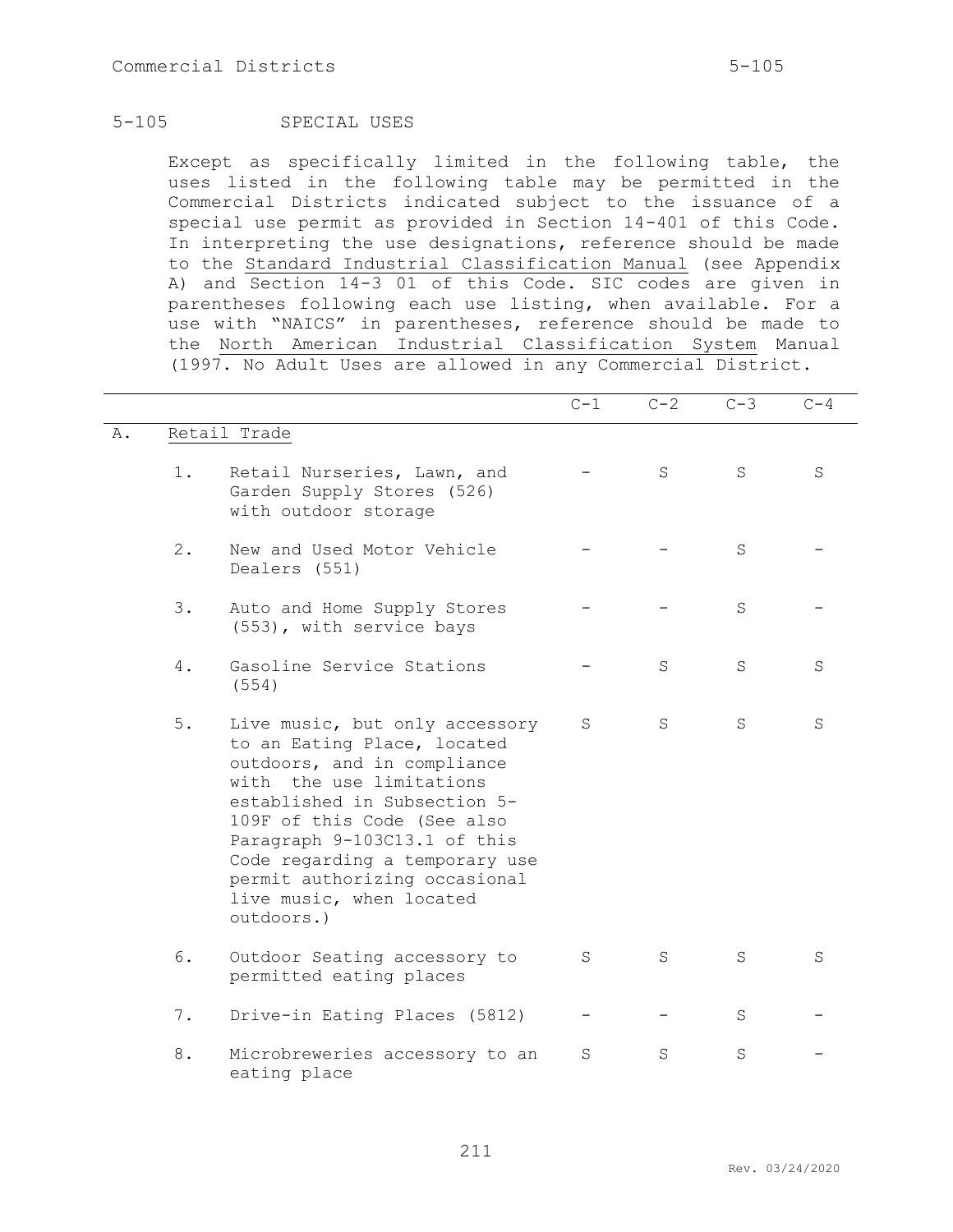## 5-105 SPECIAL USES

Except as specifically limited in the following table, the uses listed in the following table may be permitted in the Commercial Districts indicated subject to the issuance of a special use permit as provided in Section 14-401 of this Code. In interpreting the use designations, reference should be made to the Standard Industrial Classification Manual (see Appendix A) and Section 14-3 01 of this Code. SIC codes are given in parentheses following each use listing, when available. For a use with "NAICS" in parentheses, reference should be made to the North American Industrial Classification System Manual (1997. No Adult Uses are allowed in any Commercial District.

| | | | C-1 | C-2 | C-3 | C-4 |
|---|---|---|---|---|---|---|
| A. | Retail Trade | | | | | |
| | 1. | Retail Nurseries, Lawn, and Garden Supply Stores (526) with outdoor storage | - | S | S | S |
| | 2. | New and Used Motor Vehicle Dealers (551) | - | - | S | - |
| | 3. | Auto and Home Supply Stores (553), with service bays | - | - | S | - |
| | 4. | Gasoline Service Stations (554) | - | S | S | S |
| | 5. | Live music, but only accessory to an Eating Place, located outdoors, and in compliance with the use limitations established in Subsection 5-109F of this Code (See also Paragraph 9-103C13.1 of this Code regarding a temporary use permit authorizing occasional live music, when located outdoors.) | S | S | S | S |
| | 6. | Outdoor Seating accessory to permitted eating places | S | S | S | S |
| | 7. | Drive-in Eating Places (5812) | - | - | S | - |
| | 8. | Microbreweries accessory to an eating place | S | S | S | - |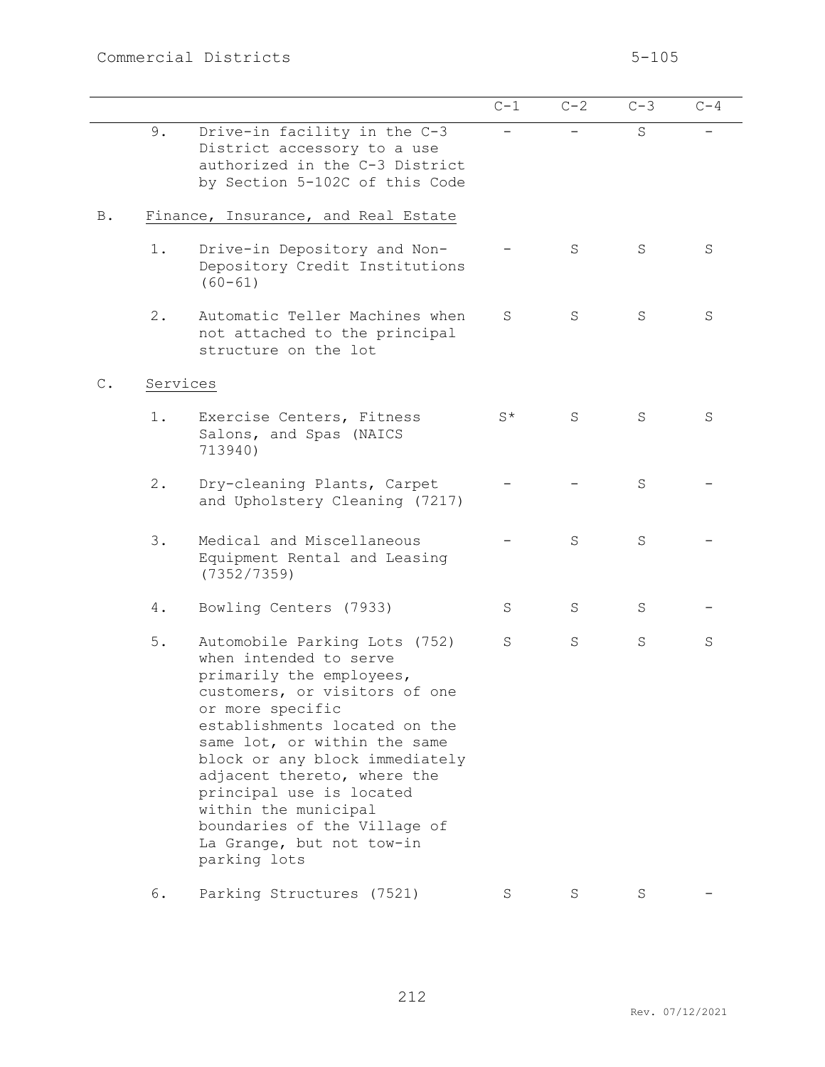| | | | C-1 | C-2 | C-3 | C-4 |
|---|---|---|---|---|---|---|
| | 9. | Drive-in facility in the C-3 District accessory to a use authorized in the C-3 District by Section 5-102C of this Code | – | – | S | – |
| B. | Finance, Insurance, and Real Estate | | | | | |
| | 1. | Drive-in Depository and Non-Depository Credit Institutions (60-61) | – | S | S | S |
| | 2. | Automatic Teller Machines when not attached to the principal structure on the lot | S | S | S | S |
| C. | Services | | | | | |
| | 1. | Exercise Centers, Fitness Salons, and Spas (NAICS 713940) | S* | S | S | S |
| | 2. | Dry-cleaning Plants, Carpet and Upholstery Cleaning (7217) | – | – | S | – |
| | 3. | Medical and Miscellaneous Equipment Rental and Leasing (7352/7359) | – | S | S | – |
| | 4. | Bowling Centers (7933) | S | S | S | – |
| | 5. | Automobile Parking Lots (752) when intended to serve primarily the employees, customers, or visitors of one or more specific establishments located on the same lot, or within the same block or any block immediately adjacent thereto, where the principal use is located within the municipal boundaries of the Village of La Grange, but not tow-in parking lots | S | S | S | S |
| | 6. | Parking Structures (7521) | S | S | S | – |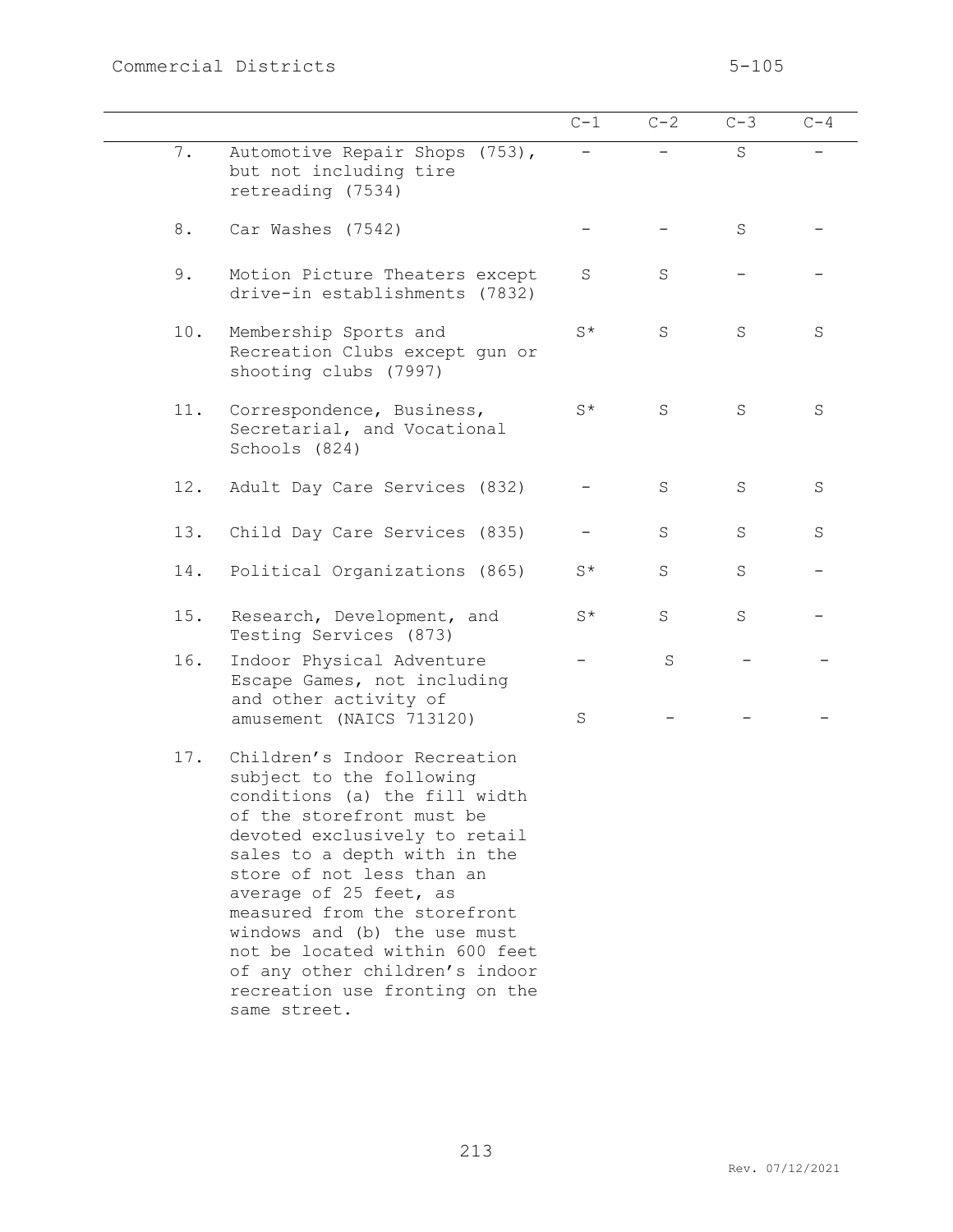| | | C-1 | C-2 | C-3 | C-4 |
|---|---|---|---|---|---|
| 7. | Automotive Repair Shops (753), but not including tire retreading (7534) | – | – | S | – |
| 8. | Car Washes (7542) | – | – | S | – |
| 9. | Motion Picture Theaters except drive-in establishments (7832) | S | S | – | – |
| 10. | Membership Sports and Recreation Clubs except gun or shooting clubs (7997) | S* | S | S | S |
| 11. | Correspondence, Business, Secretarial, and Vocational Schools (824) | S* | S | S | S |
| 12. | Adult Day Care Services (832) | – | S | S | S |
| 13. | Child Day Care Services (835) | – | S | S | S |
| 14. | Political Organizations (865) | S* | S | S | – |
| 15. | Research, Development, and Testing Services (873) | S* | S | S | – |
| 16. | Indoor Physical Adventure Escape Games, not including | – | S | – | – |
| | and other activity of amusement (NAICS 713120) | S | – | – | – |
| 17. | Children's Indoor Recreation subject to the following conditions (a) the fill width of the storefront must be devoted exclusively to retail sales to a depth with in the store of not less than an average of 25 feet, as measured from the storefront windows and (b) the use must not be located within 600 feet of any other children's indoor recreation use fronting on the same street. | | | | |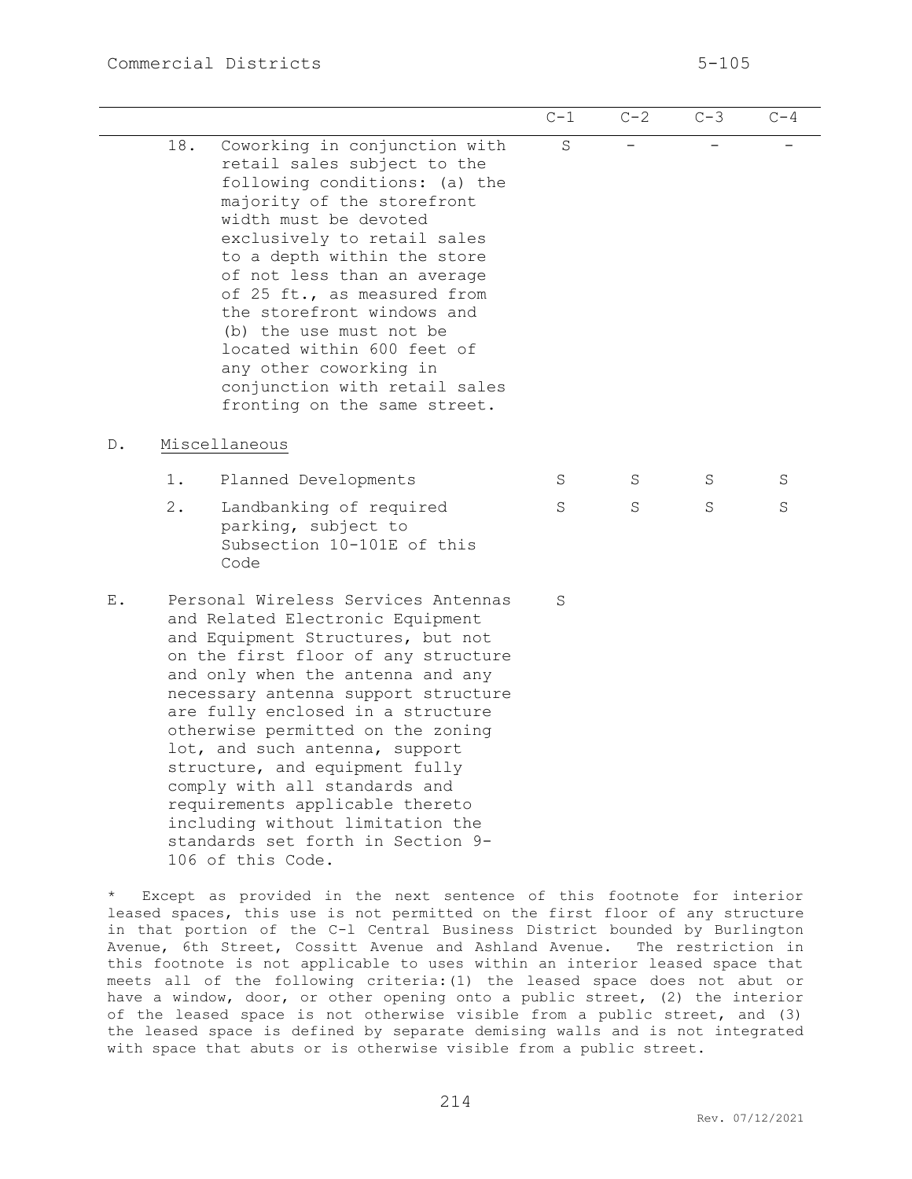| | | | C-1 | C-2 | C-3 | C-4 |
|---|---|---|---|---|---|---|
| | 18. | Coworking in conjunction with retail sales subject to the following conditions: (a) the majority of the storefront width must be devoted exclusively to retail sales to a depth within the store of not less than an average of 25 ft., as measured from the storefront windows and (b) the use must not be located within 600 feet of any other coworking in conjunction with retail sales fronting on the same street. | S | – | – | – |
| D. | Miscellaneous | | | | | |
| | 1. | Planned Developments | S | S | S | S |
| | 2. | Landbanking of required parking, subject to Subsection 10-101E of this Code | S | S | S | S |
| E. | Personal Wireless Services Antennas and Related Electronic Equipment and Equipment Structures, but not on the first floor of any structure and only when the antenna and any necessary antenna support structure are fully enclosed in a structure otherwise permitted on the zoning lot, and such antenna, support structure, and equipment fully comply with all standards and requirements applicable thereto including without limitation the standards set forth in Section 9-106 of this Code. | | S | | | |

\* Except as provided in the next sentence of this footnote for interior leased spaces, this use is not permitted on the first floor of any structure in that portion of the C-1 Central Business District bounded by Burlington Avenue, 6th Street, Cossitt Avenue and Ashland Avenue. The restriction in this footnote is not applicable to uses within an interior leased space that meets all of the following criteria:(1) the leased space does not abut or have a window, door, or other opening onto a public street, (2) the interior of the leased space is not otherwise visible from a public street, and (3) the leased space is defined by separate demising walls and is not integrated with space that abuts or is otherwise visible from a public street.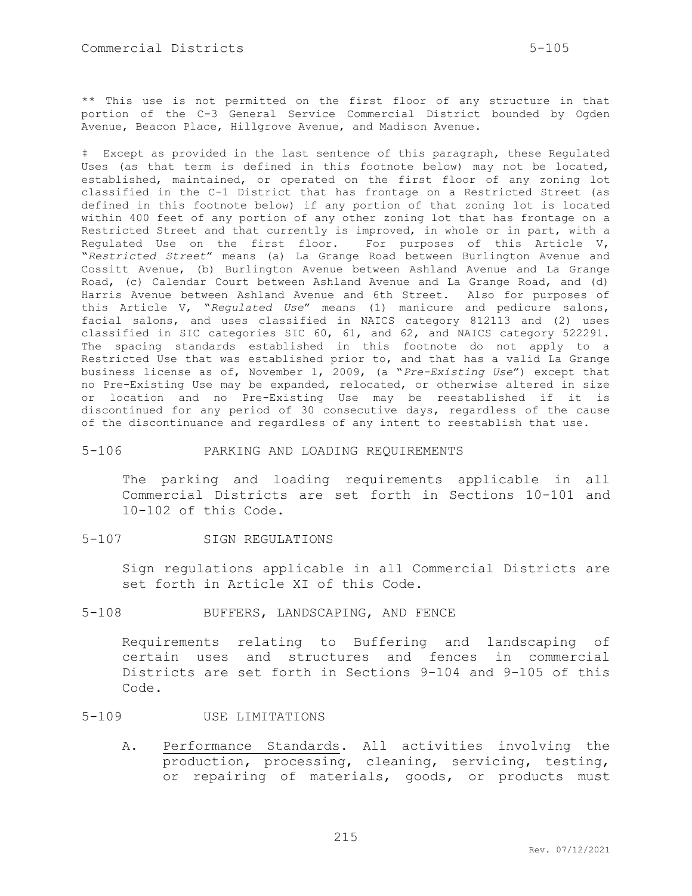** This use is not permitted on the first floor of any structure in that portion of the C-3 General Service Commercial District bounded by Ogden Avenue, Beacon Place, Hillgrove Avenue, and Madison Avenue.

‡ Except as provided in the last sentence of this paragraph, these Regulated Uses (as that term is defined in this footnote below) may not be located, established, maintained, or operated on the first floor of any zoning lot classified in the C-1 District that has frontage on a Restricted Street (as defined in this footnote below) if any portion of that zoning lot is located within 400 feet of any portion of any other zoning lot that has frontage on a Restricted Street and that currently is improved, in whole or in part, with a Regulated Use on the first floor. For purposes of this Article V, "*Restricted Street*" means (a) La Grange Road between Burlington Avenue and Cossitt Avenue, (b) Burlington Avenue between Ashland Avenue and La Grange Road, (c) Calendar Court between Ashland Avenue and La Grange Road, and (d) Harris Avenue between Ashland Avenue and 6th Street. Also for purposes of this Article V, "*Regulated Use*" means (1) manicure and pedicure salons, facial salons, and uses classified in NAICS category 812113 and (2) uses classified in SIC categories SIC 60, 61, and 62, and NAICS category 522291. The spacing standards established in this footnote do not apply to a Restricted Use that was established prior to, and that has a valid La Grange business license as of, November 1, 2009, (a "*Pre-Existing Use*") except that no Pre-Existing Use may be expanded, relocated, or otherwise altered in size or location and no Pre-Existing Use may be reestablished if it is discontinued for any period of 30 consecutive days, regardless of the cause of the discontinuance and regardless of any intent to reestablish that use.

## 5-106 PARKING AND LOADING REQUIREMENTS

The parking and loading requirements applicable in all Commercial Districts are set forth in Sections 10-101 and 10-102 of this Code.

## 5-107 SIGN REGULATIONS

Sign regulations applicable in all Commercial Districts are set forth in Article XI of this Code.

## 5-108 BUFFERS, LANDSCAPING, AND FENCE

Requirements relating to Buffering and landscaping of certain uses and structures and fences in commercial Districts are set forth in Sections 9-104 and 9-105 of this Code.

## 5-109 USE LIMITATIONS

A. Performance Standards. All activities involving the production, processing, cleaning, servicing, testing, or repairing of materials, goods, or products must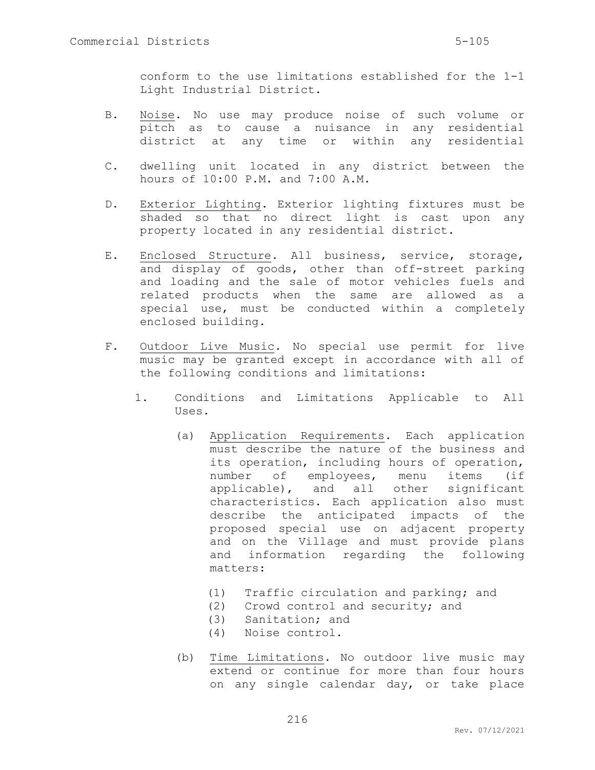conform to the use limitations established for the 1-1 Light Industrial District.

B. Noise. No use may produce noise of such volume or pitch as to cause a nuisance in any residential district at any time or within any residential

C. dwelling unit located in any district between the hours of 10:00 P.M. and 7:00 A.M.

D. Exterior Lighting. Exterior lighting fixtures must be shaded so that no direct light is cast upon any property located in any residential district.

E. Enclosed Structure. All business, service, storage, and display of goods, other than off-street parking and loading and the sale of motor vehicles fuels and related products when the same are allowed as a special use, must be conducted within a completely enclosed building.

F. Outdoor Live Music. No special use permit for live music may be granted except in accordance with all of the following conditions and limitations:

1. Conditions and Limitations Applicable to All Uses.

   (a) Application Requirements. Each application must describe the nature of the business and its operation, including hours of operation, number of employees, menu items (if applicable), and all other significant characteristics. Each application also must describe the anticipated impacts of the proposed special use on adjacent property and on the Village and must provide plans and information regarding the following matters:

   (1) Traffic circulation and parking; and
   (2) Crowd control and security; and
   (3) Sanitation; and
   (4) Noise control.

   (b) Time Limitations. No outdoor live music may extend or continue for more than four hours on any single calendar day, or take place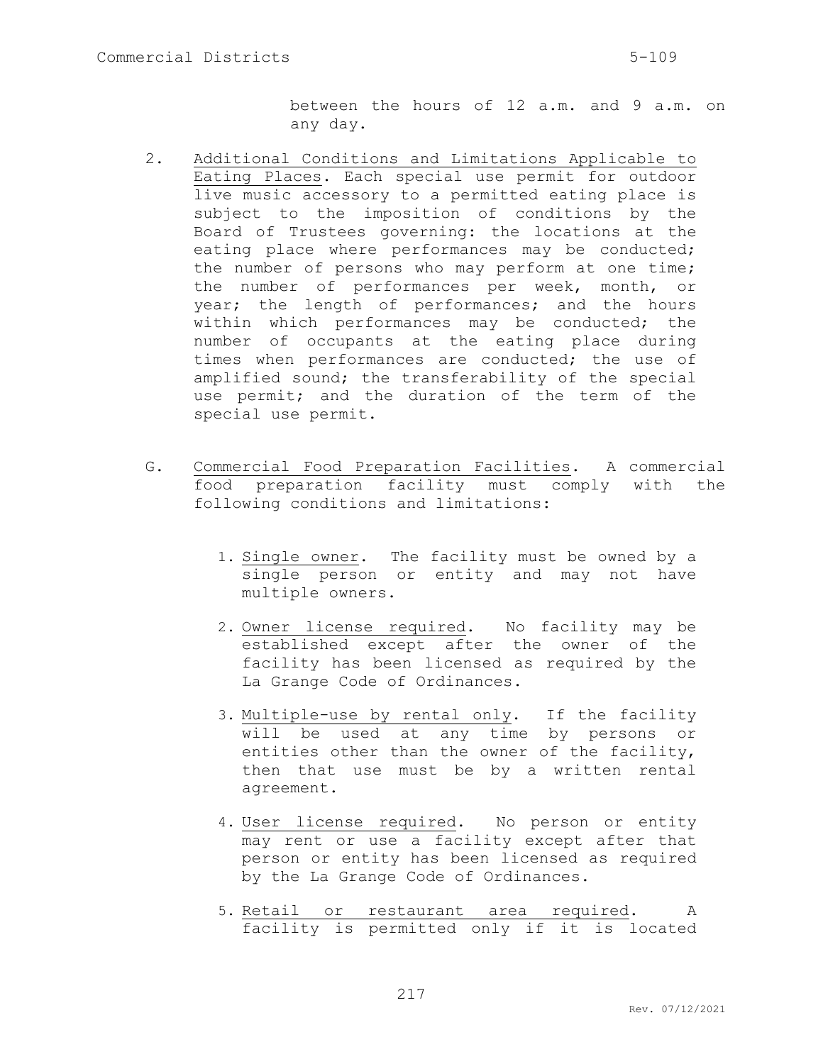between the hours of 12 a.m. and 9 a.m. on any day.

2. Additional Conditions and Limitations Applicable to Eating Places. Each special use permit for outdoor live music accessory to a permitted eating place is subject to the imposition of conditions by the Board of Trustees governing: the locations at the eating place where performances may be conducted; the number of persons who may perform at one time; the number of performances per week, month, or year; the length of performances; and the hours within which performances may be conducted; the number of occupants at the eating place during times when performances are conducted; the use of amplified sound; the transferability of the special use permit; and the duration of the term of the special use permit.

G. Commercial Food Preparation Facilities. A commercial food preparation facility must comply with the following conditions and limitations:

1. Single owner. The facility must be owned by a single person or entity and may not have multiple owners.

2. Owner license required. No facility may be established except after the owner of the facility has been licensed as required by the La Grange Code of Ordinances.

3. Multiple-use by rental only. If the facility will be used at any time by persons or entities other than the owner of the facility, then that use must be by a written rental agreement.

4. User license required. No person or entity may rent or use a facility except after that person or entity has been licensed as required by the La Grange Code of Ordinances.

5. Retail or restaurant area required. A facility is permitted only if it is located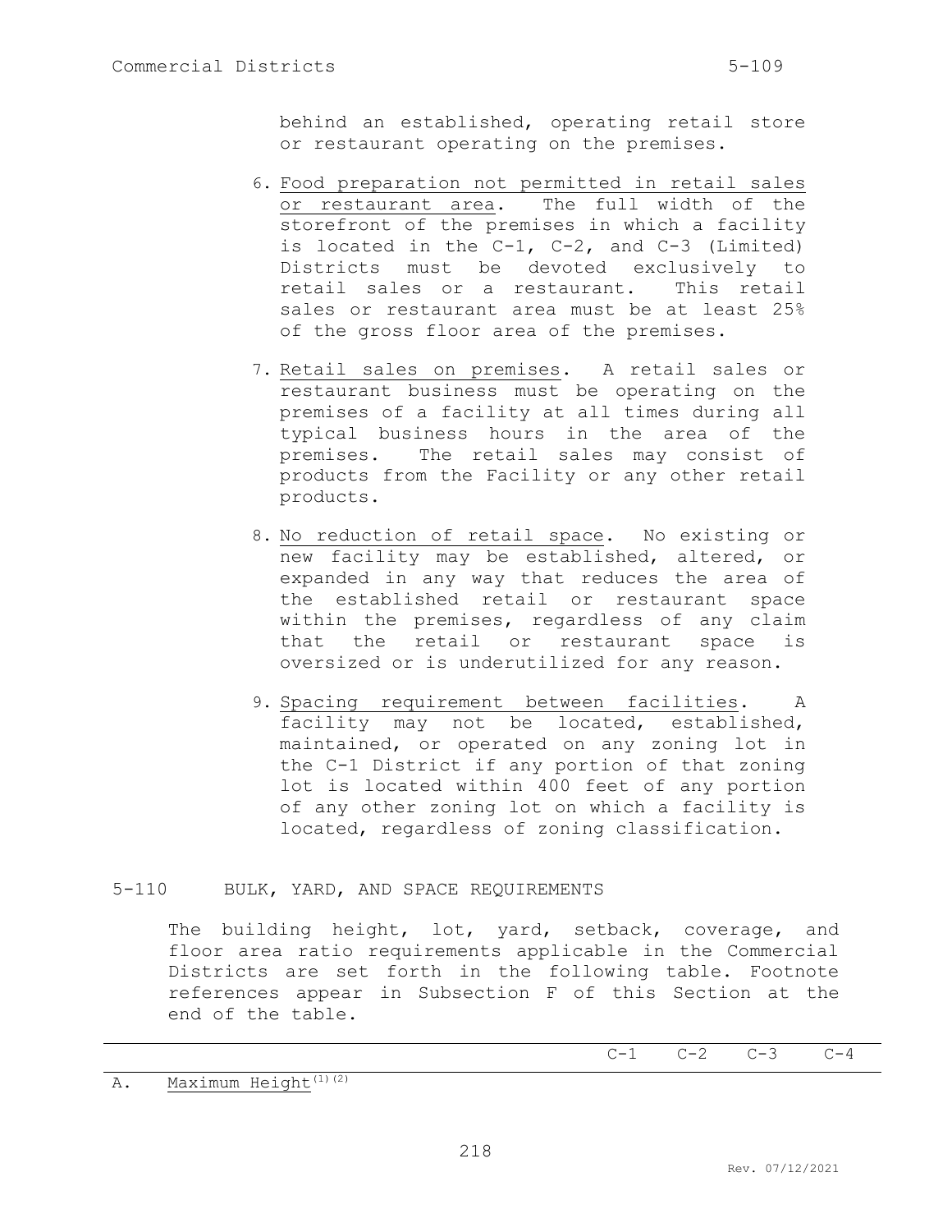behind an established, operating retail store or restaurant operating on the premises.

6. Food preparation not permitted in retail sales or restaurant area. The full width of the storefront of the premises in which a facility is located in the C-1, C-2, and C-3 (Limited) Districts must be devoted exclusively to retail sales or a restaurant. This retail sales or restaurant area must be at least 25% of the gross floor area of the premises.

7. Retail sales on premises. A retail sales or restaurant business must be operating on the premises of a facility at all times during all typical business hours in the area of the premises. The retail sales may consist of products from the Facility or any other retail products.

8. No reduction of retail space. No existing or new facility may be established, altered, or expanded in any way that reduces the area of the established retail or restaurant space within the premises, regardless of any claim that the retail or restaurant space is oversized or is underutilized for any reason.

9. Spacing requirement between facilities. A facility may not be located, established, maintained, or operated on any zoning lot in the C-1 District if any portion of that zoning lot is located within 400 feet of any portion of any other zoning lot on which a facility is located, regardless of zoning classification.

## 5-110 BULK, YARD, AND SPACE REQUIREMENTS

The building height, lot, yard, setback, coverage, and floor area ratio requirements applicable in the Commercial Districts are set forth in the following table. Footnote references appear in Subsection F of this Section at the end of the table.

| | C-1 | C-2 | C-3 | C-4 |
|---|---|---|---|---|
| A. Maximum Height (1)(2) | | | | |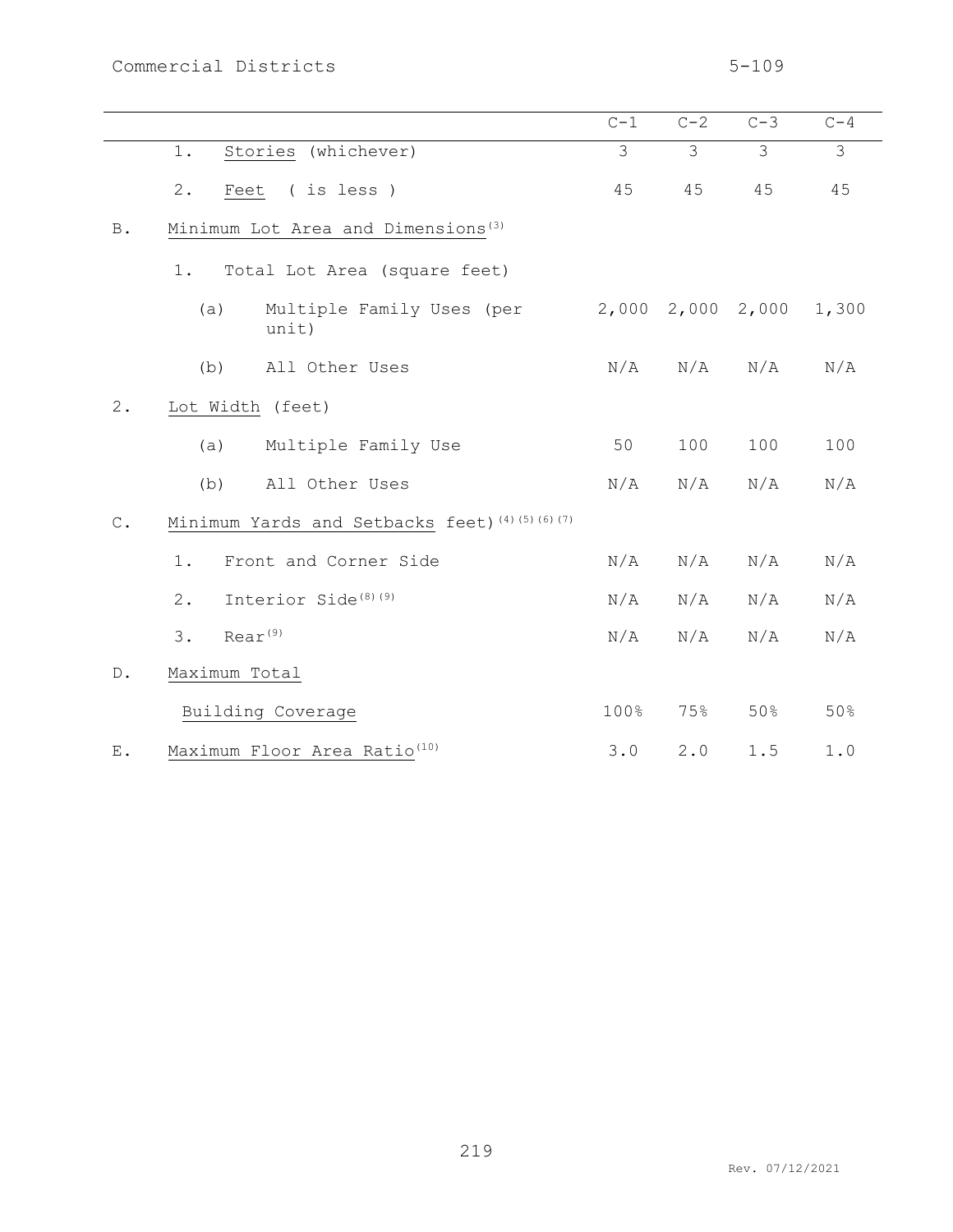| | | C-1 | C-2 | C-3 | C-4 |
|---|---|---|---|---|---|
| | 1. Stories (whichever) | 3 | 3 | 3 | 3 |
| | 2. Feet ( is less ) | 45 | 45 | 45 | 45 |
| B. | Minimum Lot Area and Dimensions[3] | | | | |
| | 1. Total Lot Area (square feet) | | | | |
| | (a) Multiple Family Uses (per unit) | 2,000 | 2,000 | 2,000 | 1,300 |
| | (b) All Other Uses | N/A | N/A | N/A | N/A |
| 2. | Lot Width (feet) | | | | |
| | (a) Multiple Family Use | 50 | 100 | 100 | 100 |
| | (b) All Other Uses | N/A | N/A | N/A | N/A |
| C. | Minimum Yards and Setbacks feet)[4][5][6][7] | | | | |
| | 1. Front and Corner Side | N/A | N/A | N/A | N/A |
| | 2. Interior Side[8][9] | N/A | N/A | N/A | N/A |
| | 3. Rear[9] | N/A | N/A | N/A | N/A |
| D. | Maximum Total Building Coverage | 100% | 75% | 50% | 50% |
| E. | Maximum Floor Area Ratio[10] | 3.0 | 2.0 | 1.5 | 1.0 |

Rev. 07/12/2021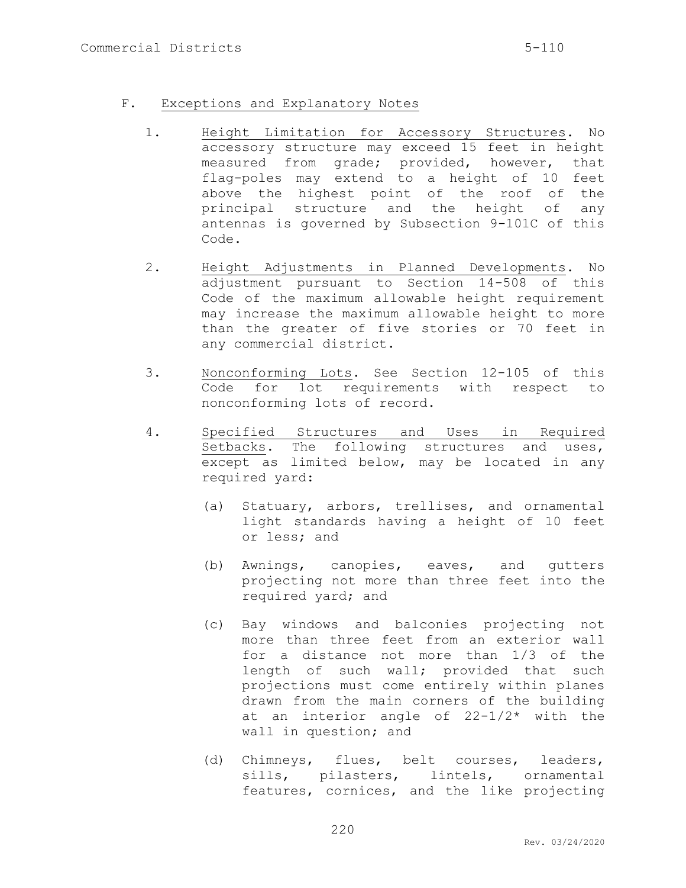F. Exceptions and Explanatory Notes

1. Height Limitation for Accessory Structures. No accessory structure may exceed 15 feet in height measured from grade; provided, however, that flag-poles may extend to a height of 10 feet above the highest point of the roof of the principal structure and the height of any antennas is governed by Subsection 9-101C of this Code.

2. Height Adjustments in Planned Developments. No adjustment pursuant to Section 14-508 of this Code of the maximum allowable height requirement may increase the maximum allowable height to more than the greater of five stories or 70 feet in any commercial district.

3. Nonconforming Lots. See Section 12-105 of this Code for lot requirements with respect to nonconforming lots of record.

4. Specified Structures and Uses in Required Setbacks. The following structures and uses, except as limited below, may be located in any required yard:

   (a) Statuary, arbors, trellises, and ornamental light standards having a height of 10 feet or less; and

   (b) Awnings, canopies, eaves, and gutters projecting not more than three feet into the required yard; and

   (c) Bay windows and balconies projecting not more than three feet from an exterior wall for a distance not more than 1/3 of the length of such wall; provided that such projections must come entirely within planes drawn from the main corners of the building at an interior angle of 22-1/2* with the wall in question; and

   (d) Chimneys, flues, belt courses, leaders, sills, pilasters, lintels, ornamental features, cornices, and the like projecting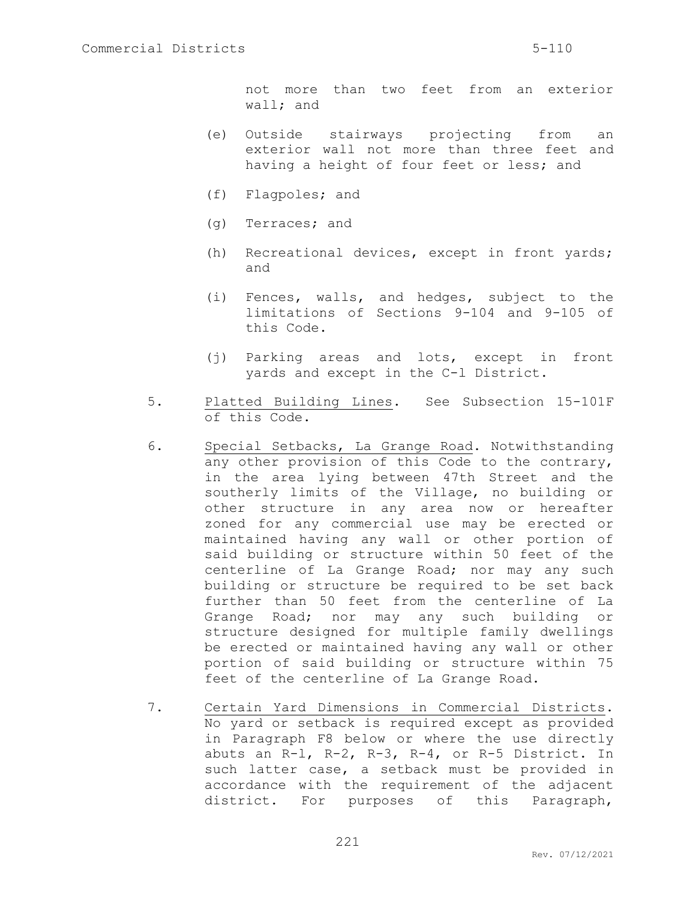not more than two feet from an exterior wall; and

(e) Outside stairways projecting from an exterior wall not more than three feet and having a height of four feet or less; and

(f) Flagpoles; and

(g) Terraces; and

(h) Recreational devices, except in front yards; and

(i) Fences, walls, and hedges, subject to the limitations of Sections 9-104 and 9-105 of this Code.

(j) Parking areas and lots, except in front yards and except in the C-l District.

5. Platted Building Lines. See Subsection 15-101F of this Code.

6. Special Setbacks, La Grange Road. Notwithstanding any other provision of this Code to the contrary, in the area lying between 47th Street and the southerly limits of the Village, no building or other structure in any area now or hereafter zoned for any commercial use may be erected or maintained having any wall or other portion of said building or structure within 50 feet of the centerline of La Grange Road; nor may any such building or structure be required to be set back further than 50 feet from the centerline of La Grange Road; nor may any such building or structure designed for multiple family dwellings be erected or maintained having any wall or other portion of said building or structure within 75 feet of the centerline of La Grange Road.

7. Certain Yard Dimensions in Commercial Districts. No yard or setback is required except as provided in Paragraph F8 below or where the use directly abuts an R-l, R-2, R-3, R-4, or R-5 District. In such latter case, a setback must be provided in accordance with the requirement of the adjacent district. For purposes of this Paragraph,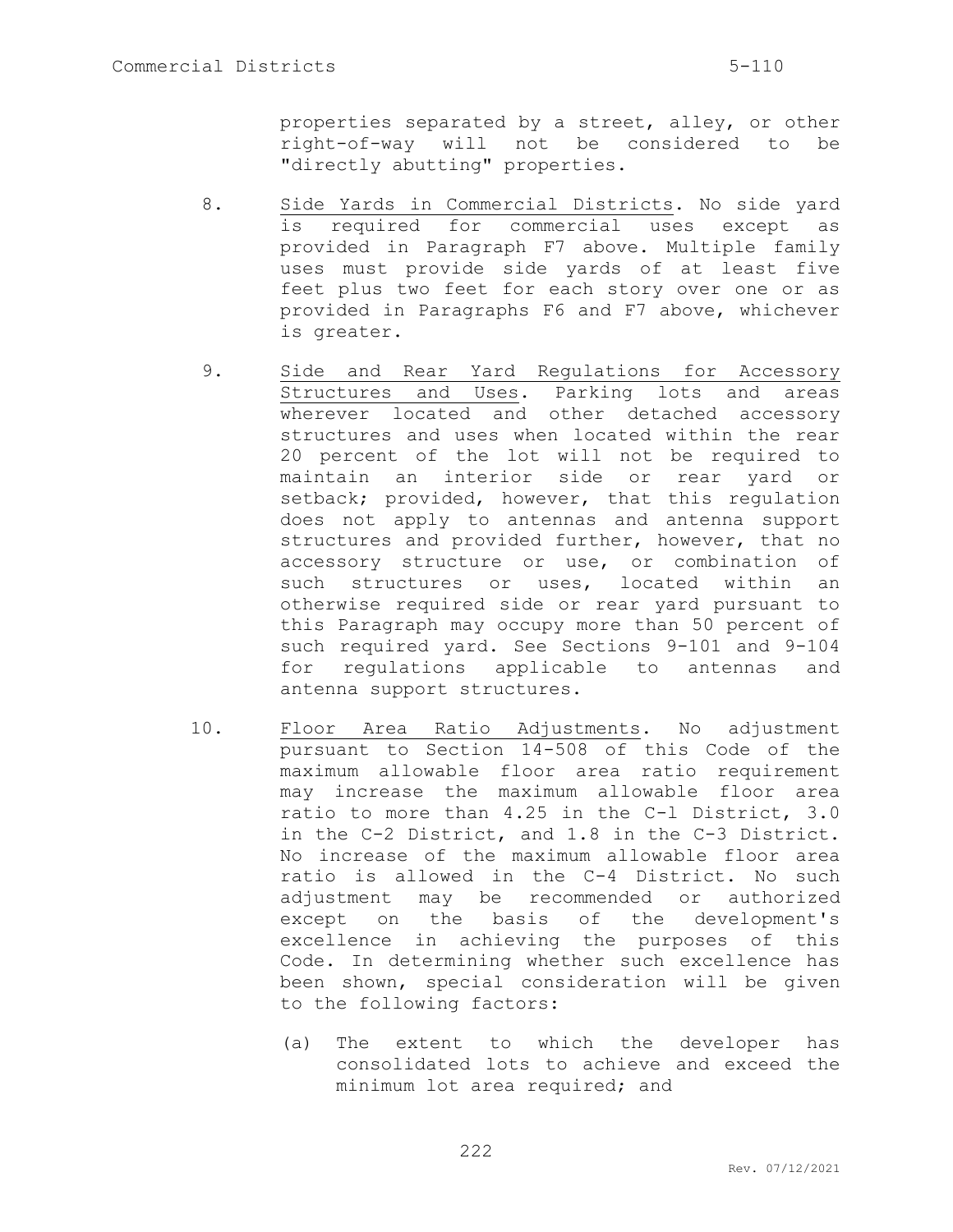properties separated by a street, alley, or other right-of-way will not be considered to be "directly abutting" properties.

8. Side Yards in Commercial Districts. No side yard is required for commercial uses except as provided in Paragraph F7 above. Multiple family uses must provide side yards of at least five feet plus two feet for each story over one or as provided in Paragraphs F6 and F7 above, whichever is greater.

9. Side and Rear Yard Regulations for Accessory Structures and Uses. Parking lots and areas wherever located and other detached accessory structures and uses when located within the rear 20 percent of the lot will not be required to maintain an interior side or rear yard or setback; provided, however, that this regulation does not apply to antennas and antenna support structures and provided further, however, that no accessory structure or use, or combination of such structures or uses, located within an otherwise required side or rear yard pursuant to this Paragraph may occupy more than 50 percent of such required yard. See Sections 9-101 and 9-104 for regulations applicable to antennas and antenna support structures.

10. Floor Area Ratio Adjustments. No adjustment pursuant to Section 14-508 of this Code of the maximum allowable floor area ratio requirement may increase the maximum allowable floor area ratio to more than 4.25 in the C-l District, 3.0 in the C-2 District, and 1.8 in the C-3 District. No increase of the maximum allowable floor area ratio is allowed in the C-4 District. No such adjustment may be recommended or authorized except on the basis of the development's excellence in achieving the purposes of this Code. In determining whether such excellence has been shown, special consideration will be given to the following factors:

    (a) The extent to which the developer has consolidated lots to achieve and exceed the minimum lot area required; and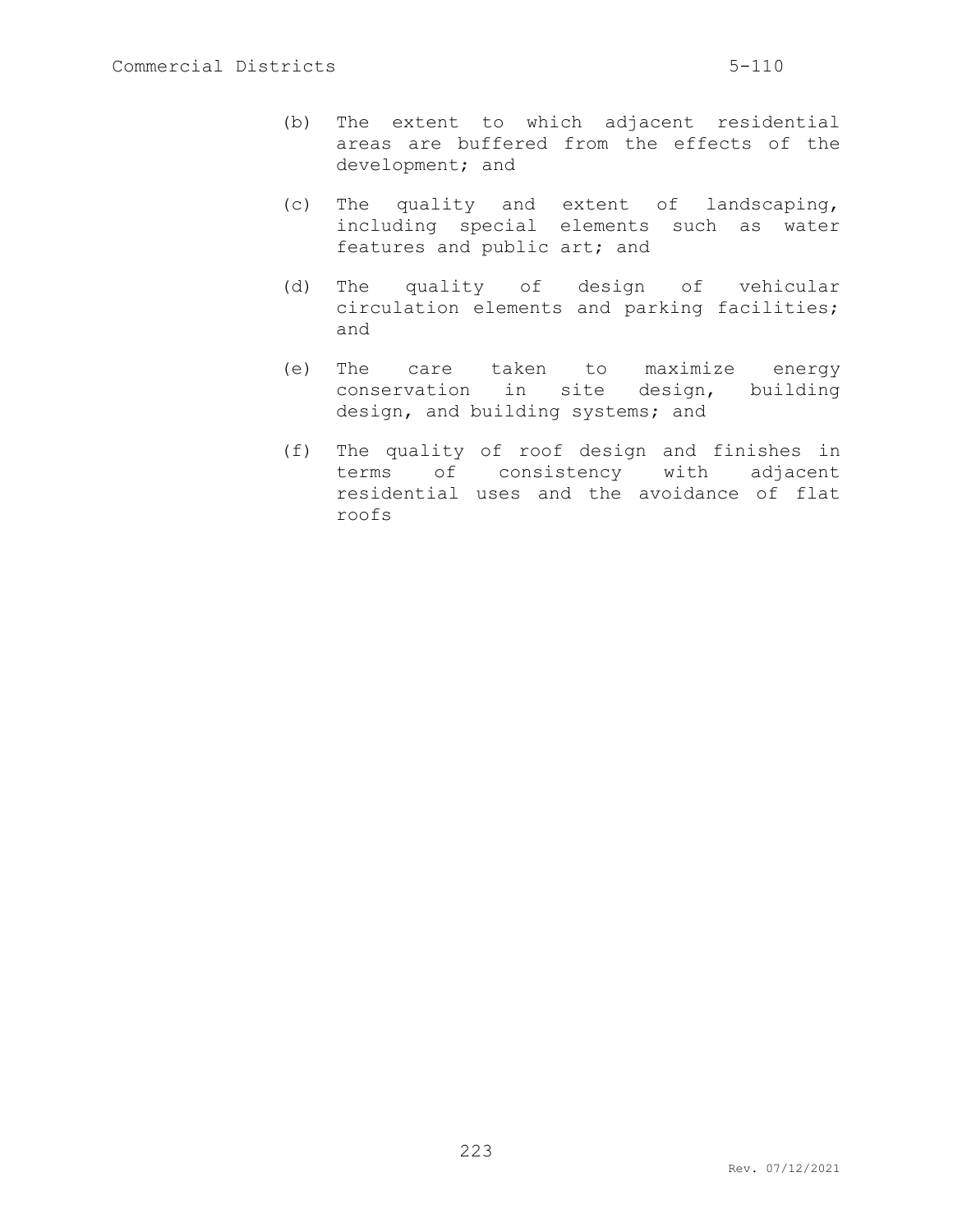(b) The extent to which adjacent residential areas are buffered from the effects of the development; and

(c) The quality and extent of landscaping, including special elements such as water features and public art; and

(d) The quality of design of vehicular circulation elements and parking facilities; and

(e) The care taken to maximize energy conservation in site design, building design, and building systems; and

(f) The quality of roof design and finishes in terms of consistency with adjacent residential uses and the avoidance of flat roofs